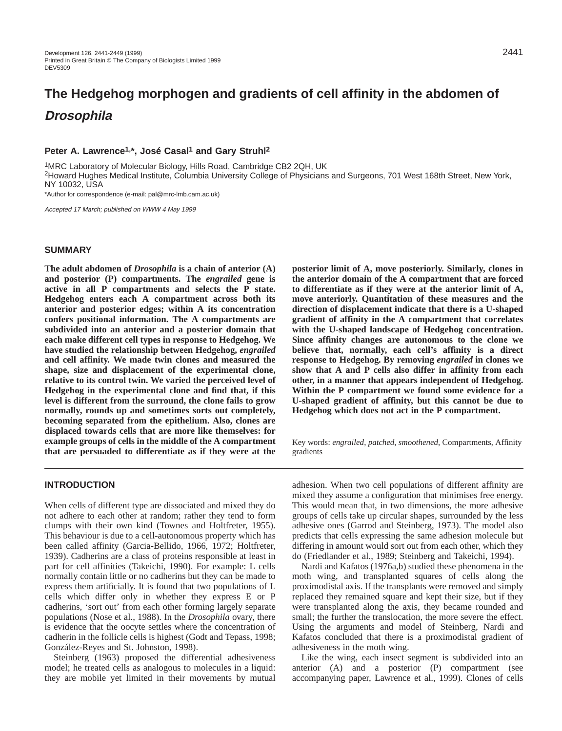# The Hedgehog morphogen and gradients of cell affinity in the abdomen of *Drosophila*

**Peter A. Lawrence[1,*], José Casal[1] and Gary Struhl[2]**

[1]MRC Laboratory of Molecular Biology, Hills Road, Cambridge CB2 2QH, UK
[2]Howard Hughes Medical Institute, Columbia University College of Physicians and Surgeons, 701 West 168th Street, New York, NY 10032, USA

*Author for correspondence (e-mail: pal@mrc-lmb.cam.ac.uk)

*Accepted 17 March; published on WWW 4 May 1999*

## SUMMARY

**The adult abdomen of *Drosophila* is a chain of anterior (A) and posterior (P) compartments. The *engrailed* gene is active in all P compartments and selects the P state. Hedgehog enters each A compartment across both its anterior and posterior edges; within A its concentration confers positional information. The A compartments are subdivided into an anterior and a posterior domain that each make different cell types in response to Hedgehog. We have studied the relationship between Hedgehog, *engrailed* and cell affinity. We made twin clones and measured the shape, size and displacement of the experimental clone, relative to its control twin. We varied the perceived level of Hedgehog in the experimental clone and find that, if this level is different from the surround, the clone fails to grow normally, rounds up and sometimes sorts out completely, becoming separated from the epithelium. Also, clones are displaced towards cells that are more like themselves: for example groups of cells in the middle of the A compartment that are persuaded to differentiate as if they were at the posterior limit of A, move posteriorly. Similarly, clones in the anterior domain of the A compartment that are forced to differentiate as if they were at the anterior limit of A, move anteriorly. Quantitation of these measures and the direction of displacement indicate that there is a U-shaped gradient of affinity in the A compartment that correlates with the U-shaped landscape of Hedgehog concentration. Since affinity changes are autonomous to the clone we believe that, normally, each cell's affinity is a direct response to Hedgehog. By removing *engrailed* in clones we show that A and P cells also differ in affinity from each other, in a manner that appears independent of Hedgehog. Within the P compartment we found some evidence for a U-shaped gradient of affinity, but this cannot be due to Hedgehog which does not act in the P compartment.**

Key words: *engrailed*, *patched*, *smoothened*, Compartments, Affinity gradients

## INTRODUCTION

When cells of different type are dissociated and mixed they do not adhere to each other at random; rather they tend to form clumps with their own kind (Townes and Holtfreter, 1955). This behaviour is due to a cell-autonomous property which has been called affinity (Garcia-Bellido, 1966, 1972; Holtfreter, 1939). Cadherins are a class of proteins responsible at least in part for cell affinities (Takeichi, 1990). For example: L cells normally contain little or no cadherins but they can be made to express them artificially. It is found that two populations of L cells which differ only in whether they express E or P cadherins, 'sort out' from each other forming largely separate populations (Nose et al., 1988). In the *Drosophila* ovary, there is evidence that the oocyte settles where the concentration of cadherin in the follicle cells is highest (Godt and Tepass, 1998; González-Reyes and St. Johnston, 1998).

Steinberg (1963) proposed the differential adhesiveness model; he treated cells as analogous to molecules in a liquid: they are mobile yet limited in their movements by mutual adhesion. When two cell populations of different affinity are mixed they assume a configuration that minimises free energy. This would mean that, in two dimensions, the more adhesive groups of cells take up circular shapes, surrounded by the less adhesive ones (Garrod and Steinberg, 1973). The model also predicts that cells expressing the same adhesion molecule but differing in amount would sort out from each other, which they do (Friedlander et al., 1989; Steinberg and Takeichi, 1994).

Nardi and Kafatos (1976a,b) studied these phenomena in the moth wing, and transplanted squares of cells along the proximodistal axis. If the transplants were removed and simply replaced they remained square and kept their size, but if they were transplanted along the axis, they became rounded and small; the further the translocation, the more severe the effect. Using the arguments and model of Steinberg, Nardi and Kafatos concluded that there is a proximodistal gradient of adhesiveness in the moth wing.

Like the wing, each insect segment is subdivided into an anterior (A) and a posterior (P) compartment (see accompanying paper, Lawrence et al., 1999). Clones of cells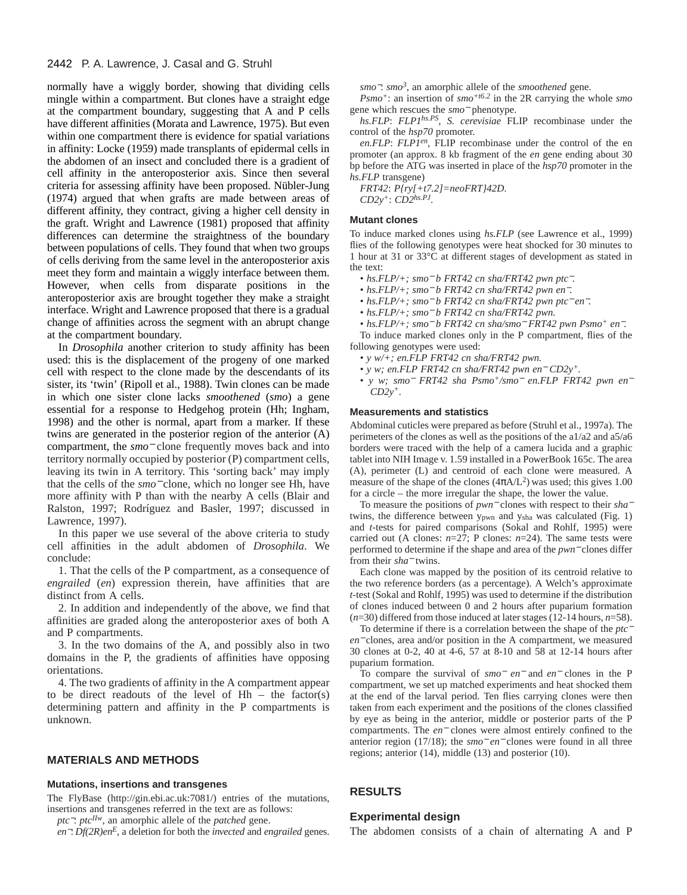normally have a wiggly border, showing that dividing cells mingle within a compartment. But clones have a straight edge at the compartment boundary, suggesting that A and P cells have different affinities (Morata and Lawrence, 1975). But even within one compartment there is evidence for spatial variations in affinity: Locke (1959) made transplants of epidermal cells in the abdomen of an insect and concluded there is a gradient of cell affinity in the anteroposterior axis. Since then several criteria for assessing affinity have been proposed. Nübler-Jung (1974) argued that when grafts are made between areas of different affinity, they contract, giving a higher cell density in the graft. Wright and Lawrence (1981) proposed that affinity differences can determine the straightness of the boundary between populations of cells. They found that when two groups of cells deriving from the same level in the anteroposterior axis meet they form and maintain a wiggly interface between them. However, when cells from disparate positions in the anteroposterior axis are brought together they make a straight interface. Wright and Lawrence proposed that there is a gradual change of affinities across the segment with an abrupt change at the compartment boundary.

In *Drosophila* another criterion to study affinity has been used: this is the displacement of the progeny of one marked cell with respect to the clone made by the descendants of its sister, its 'twin' (Ripoll et al., 1988). Twin clones can be made in which one sister clone lacks *smoothened* (*smo*) a gene essential for a response to Hedgehog protein (Hh; Ingham, 1998) and the other is normal, apart from a marker. If these twins are generated in the posterior region of the anterior (A) compartment, the *smo*$^-$ clone frequently moves back and into territory normally occupied by posterior (P) compartment cells, leaving its twin in A territory. This 'sorting back' may imply that the cells of the *smo*$^-$ clone, which no longer see Hh, have more affinity with P than with the nearby A cells (Blair and Ralston, 1997; Rodríguez and Basler, 1997; discussed in Lawrence, 1997).

In this paper we use several of the above criteria to study cell affinities in the adult abdomen of *Drosophila*. We conclude:

1. That the cells of the P compartment, as a consequence of *engrailed* (*en*) expression therein, have affinities that are distinct from A cells.

2. In addition and independently of the above, we find that affinities are graded along the anteroposterior axes of both A and P compartments.

3. In the two domains of the A, and possibly also in two domains in the P, the gradients of affinities have opposing orientations.

4. The two gradients of affinity in the A compartment appear to be direct readouts of the level of Hh – the factor(s) determining pattern and affinity in the P compartments is unknown.

## MATERIALS AND METHODS

### Mutations, insertions and transgenes

The FlyBase (http://gin.ebi.ac.uk:7081/) entries of the mutations, insertions and transgenes referred in the text are as follows:

*ptc*$^-$: *ptc*$^{IIw}$, an amorphic allele of the *patched* gene.

*en*$^-$: *Df(2R)en*$^E$, a deletion for both the *invected* and *engrailed* genes.

*smo*$^-$: *smo*$^3$, an amorphic allele of the *smoothened* gene.

*Psmo*$^+$: an insertion of *smo*$^{+t6.2}$ in the 2R carrying the whole *smo* gene which rescues the *smo*$^-$ phenotype.

*hs.FLP*: *FLP1*$^{hs.PS}$, *S. cerevisiae* FLIP recombinase under the control of the *hsp70* promoter.

*en.FLP*: *FLP1*$^{en}$, FLIP recombinase under the control of the en promoter (an approx. 8 kb fragment of the *en* gene ending about 30 bp before the ATG was inserted in place of the *hsp70* promoter in the *hs.FLP* transgene)

*FRT42*: *P{ry[+t7.2]=neoFRT}42D*.

*CD2y*$^+$: *CD2*$^{hs.PJ}$.

### Mutant clones

To induce marked clones using *hs.FLP* (see Lawrence et al., 1999) flies of the following genotypes were heat shocked for 30 minutes to 1 hour at 31 or 33°C at different stages of development as stated in the text:

- *hs.FLP/+; smo*$^-$*b FRT42 cn sha/FRT42 pwn ptc*$^-$.
- *hs.FLP/+; smo*$^-$*b FRT42 cn sha/FRT42 pwn en*$^-$.
- *hs.FLP/+; smo*$^-$*b FRT42 cn sha/FRT42 pwn ptc*$^-$*en*$^-$.
- *hs.FLP/+; smo*$^-$*b FRT42 cn sha/FRT42 pwn.*
- *hs.FLP/+; smo*$^-$*b FRT42 cn sha/smo*$^-$*FRT42 pwn Psmo*$^+$ *en*$^-$.

To induce marked clones only in the P compartment, flies of the following genotypes were used:

- *y w/+; en.FLP FRT42 cn sha/FRT42 pwn.*
- *y w; en.FLP FRT42 cn sha/FRT42 pwn en*$^-$ *CD2y*$^+$.
- *y w; smo*$^-$ *FRT42 sha Psmo*$^+$*/smo*$^-$ *en.FLP FRT42 pwn en*$^-$ *CD2y*$^+$.

### Measurements and statistics

Abdominal cuticles were prepared as before (Struhl et al., 1997a). The perimeters of the clones as well as the positions of the a1/a2 and a5/a6 borders were traced with the help of a camera lucida and a graphic tablet into NIH Image v. 1.59 installed in a PowerBook 165c. The area (A), perimeter (L) and centroid of each clone were measured. A measure of the shape of the clones ($4\pi A/L^2$) was used; this gives 1.00 for a circle – the more irregular the shape, the lower the value.

To measure the positions of *pwn*$^-$clones with respect to their *sha*$^-$ twins, the difference between $y_{pwn}$ and $y_{sha}$ was calculated (Fig. 1) and *t*-tests for paired comparisons (Sokal and Rohlf, 1995) were carried out (A clones: *n*=27; P clones: *n*=24). The same tests were performed to determine if the shape and area of the *pwn*$^-$clones differ from their *sha*$^-$twins.

Each clone was mapped by the position of its centroid relative to the two reference borders (as a percentage). A Welch's approximate *t*-test (Sokal and Rohlf, 1995) was used to determine if the distribution of clones induced between 0 and 2 hours after puparium formation (*n*=30) differed from those induced at later stages (12-14 hours, *n*=58).

To determine if there is a correlation between the shape of the *ptc*$^-$ *en*$^-$clones, area and/or position in the A compartment, we measured 30 clones at 0-2, 40 at 4-6, 57 at 8-10 and 58 at 12-14 hours after puparium formation.

To compare the survival of *smo*$^-$ *en*$^-$ and *en*$^-$ clones in the P compartment, we set up matched experiments and heat shocked them at the end of the larval period. Ten flies carrying clones were then taken from each experiment and the positions of the clones classified by eye as being in the anterior, middle or posterior parts of the P compartments. The *en*$^-$ clones were almost entirely confined to the anterior region (17/18); the *smo*$^-$*en*$^-$clones were found in all three regions; anterior (14), middle (13) and posterior (10).

## RESULTS

### Experimental design

The abdomen consists of a chain of alternating A and P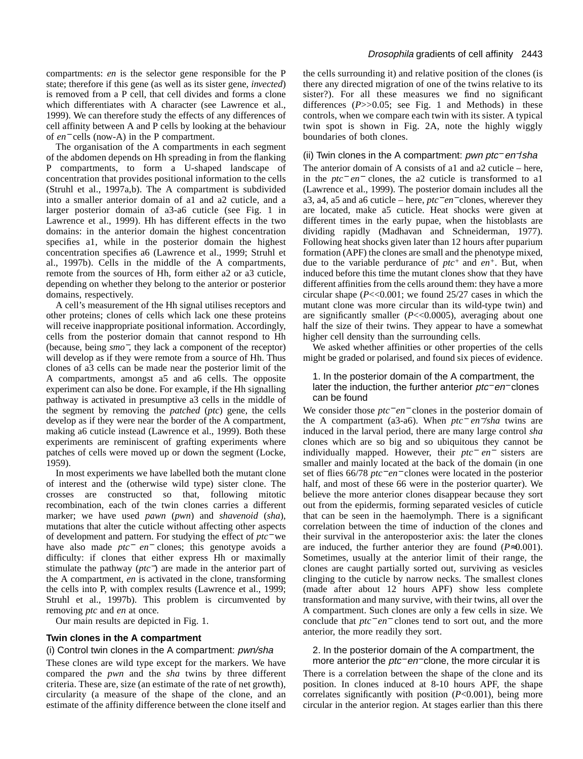compartments: *en* is the selector gene responsible for the P state; therefore if this gene (as well as its sister gene, *invected*) is removed from a P cell, that cell divides and forms a clone which differentiates with A character (see Lawrence et al., 1999). We can therefore study the effects of any differences of cell affinity between A and P cells by looking at the behaviour of *en*⁻ cells (now-A) in the P compartment.

The organisation of the A compartments in each segment of the abdomen depends on Hh spreading in from the flanking P compartments, to form a U-shaped landscape of concentration that provides positional information to the cells (Struhl et al., 1997a,b). The A compartment is subdivided into a smaller anterior domain of a1 and a2 cuticle, and a larger posterior domain of a3-a6 cuticle (see Fig. 1 in Lawrence et al., 1999). Hh has different effects in the two domains: in the anterior domain the highest concentration specifies a1, while in the posterior domain the highest concentration specifies a6 (Lawrence et al., 1999; Struhl et al., 1997b). Cells in the middle of the A compartments, remote from the sources of Hh, form either a2 or a3 cuticle, depending on whether they belong to the anterior or posterior domains, respectively.

A cell's measurement of the Hh signal utilises receptors and other proteins; clones of cells which lack one these proteins will receive inappropriate positional information. Accordingly, cells from the posterior domain that cannot respond to Hh (because, being *smo*⁻, they lack a component of the receptor) will develop as if they were remote from a source of Hh. Thus clones of a3 cells can be made near the posterior limit of the A compartments, amongst a5 and a6 cells. The opposite experiment can also be done. For example, if the Hh signalling pathway is activated in presumptive a3 cells in the middle of the segment by removing the *patched* (*ptc*) gene, the cells develop as if they were near the border of the A compartment, making a6 cuticle instead (Lawrence et al., 1999). Both these experiments are reminiscent of grafting experiments where patches of cells were moved up or down the segment (Locke, 1959).

In most experiments we have labelled both the mutant clone of interest and the (otherwise wild type) sister clone. The crosses are constructed so that, following mitotic recombination, each of the twin clones carries a different marker; we have used *pawn* (*pwn*) and *shavenoid* (*sha*), mutations that alter the cuticle without affecting other aspects of development and pattern. For studying the effect of *ptc*⁻ we have also made *ptc*⁻ *en*⁻ clones; this genotype avoids a difficulty: if clones that either express Hh or maximally stimulate the pathway (*ptc*⁻) are made in the anterior part of the A compartment, *en* is activated in the clone, transforming the cells into P, with complex results (Lawrence et al., 1999; Struhl et al., 1997b). This problem is circumvented by removing *ptc* and *en* at once.

Our main results are depicted in Fig. 1.

## Twin clones in the A compartment

### (i) Control twin clones in the A compartment: *pwn/sha*

These clones are wild type except for the markers. We have compared the *pwn* and the *sha* twins by three different criteria. These are, size (an estimate of the rate of net growth), circularity (a measure of the shape of the clone, and an estimate of the affinity difference between the clone itself and the cells surrounding it) and relative position of the clones (is there any directed migration of one of the twins relative to its sister?). For all these measures we find no significant differences ($P$>>0.05; see Fig. 1 and Methods) in these controls, when we compare each twin with its sister. A typical twin spot is shown in Fig. 2A, note the highly wiggly boundaries of both clones.

### (ii) Twin clones in the A compartment: *pwn ptc*⁻ *en*⁻*/sha*

The anterior domain of A consists of a1 and a2 cuticle – here, in the *ptc*⁻ *en*⁻ clones, the a2 cuticle is transformed to a1 (Lawrence et al., 1999). The posterior domain includes all the a3, a4, a5 and a6 cuticle – here, *ptc*⁻*en*⁻clones, wherever they are located, make a5 cuticle. Heat shocks were given at different times in the early pupae, when the histoblasts are dividing rapidly (Madhavan and Schneiderman, 1977). Following heat shocks given later than 12 hours after puparium formation (APF) the clones are small and the phenotype mixed, due to the variable perdurance of *ptc*⁺ and *en*⁺. But, when induced before this time the mutant clones show that they have different affinities from the cells around them: they have a more circular shape ($P$<<0.001; we found 25/27 cases in which the mutant clone was more circular than its wild-type twin) and are significantly smaller ($P$<<0.0005), averaging about one half the size of their twins. They appear to have a somewhat higher cell density than the surrounding cells.

We asked whether affinities or other properties of the cells might be graded or polarised, and found six pieces of evidence.

#### 1. In the posterior domain of the A compartment, the later the induction, the further anterior *ptc*⁻*en*⁻clones can be found

We consider those *ptc*⁻*en*⁻ clones in the posterior domain of the A compartment (a3-a6). When *ptc*⁻ *en*⁻*/sha* twins are induced in the larval period, there are many large control *sha* clones which are so big and so ubiquitous they cannot be individually mapped. However, their *ptc*⁻ *en*⁻ sisters are smaller and mainly located at the back of the domain (in one set of flies 66/78 *ptc*⁻*en*⁻clones were located in the posterior half, and most of these 66 were in the posterior quarter). We believe the more anterior clones disappear because they sort out from the epidermis, forming separated vesicles of cuticle that can be seen in the haemolymph. There is a significant correlation between the time of induction of the clones and their survival in the anteroposterior axis: the later the clones are induced, the further anterior they are found ($P$≈0.001). Sometimes, usually at the anterior limit of their range, the clones are caught partially sorted out, surviving as vesicles clinging to the cuticle by narrow necks. The smallest clones (made after about 12 hours APF) show less complete transformation and many survive, with their twins, all over the A compartment. Such clones are only a few cells in size. We conclude that *ptc*⁻*en*⁻ clones tend to sort out, and the more anterior, the more readily they sort.

#### 2. In the posterior domain of the A compartment, the more anterior the *ptc*⁻*en*⁻clone, the more circular it is

There is a correlation between the shape of the clone and its position. In clones induced at 8-10 hours APF, the shape correlates significantly with position ($P$<0.001), being more circular in the anterior region. At stages earlier than this there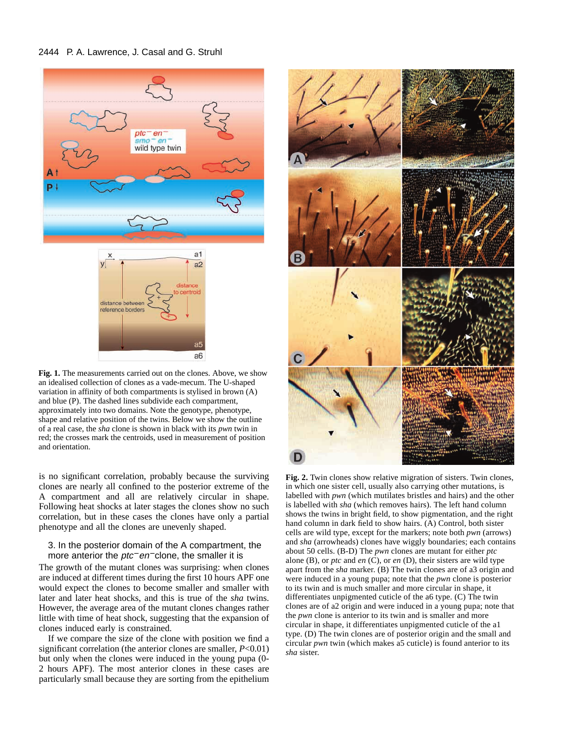**Fig. 1.** The measurements carried out on the clones. Above, we show an idealised collection of clones as a vade-mecum. The U-shaped variation in affinity of both compartments is stylised in brown (A) and blue (P). The dashed lines subdivide each compartment, approximately into two domains. Note the genotype, phenotype, shape and relative position of the twins. Below we show the outline of a real case, the *sha* clone is shown in black with its *pwn* twin in red; the crosses mark the centroids, used in measurement of position and orientation.

is no significant correlation, probably because the surviving clones are nearly all confined to the posterior extreme of the A compartment and all are relatively circular in shape. Following heat shocks at later stages the clones show no such correlation, but in these cases the clones have only a partial phenotype and all the clones are unevenly shaped.

### 3. In the posterior domain of the A compartment, the more anterior the $ptc^{-}en^{-}$clone, the smaller it is

The growth of the mutant clones was surprising: when clones are induced at different times during the first 10 hours APF one would expect the clones to become smaller and smaller with later and later heat shocks, and this is true of the *sha* twins. However, the average area of the mutant clones changes rather little with time of heat shock, suggesting that the expansion of clones induced early is constrained.

If we compare the size of the clone with position we find a significant correlation (the anterior clones are smaller, $P<0.01$) but only when the clones were induced in the young pupa (0-2 hours APF). The most anterior clones in these cases are particularly small because they are sorting from the epithelium

**Fig. 2.** Twin clones show relative migration of sisters. Twin clones, in which one sister cell, usually also carrying other mutations, is labelled with *pwn* (which mutilates bristles and hairs) and the other is labelled with *sha* (which removes hairs). The left hand column shows the twins in bright field, to show pigmentation, and the right hand column in dark field to show hairs. (A) Control, both sister cells are wild type, except for the markers; note both *pwn* (arrows) and *sha* (arrowheads) clones have wiggly boundaries; each contains about 50 cells. (B-D) The *pwn* clones are mutant for either *ptc* alone (B), or *ptc* and *en* (C), or *en* (D), their sisters are wild type apart from the *sha* marker. (B) The twin clones are of a3 origin and were induced in a young pupa; note that the *pwn* clone is posterior to its twin and is much smaller and more circular in shape, it differentiates unpigmented cuticle of the a6 type. (C) The twin clones are of a2 origin and were induced in a young pupa; note that the *pwn* clone is anterior to its twin and is smaller and more circular in shape, it differentiates unpigmented cuticle of the a1 type. (D) The twin clones are of posterior origin and the small and circular *pwn* twin (which makes a5 cuticle) is found anterior to its *sha* sister.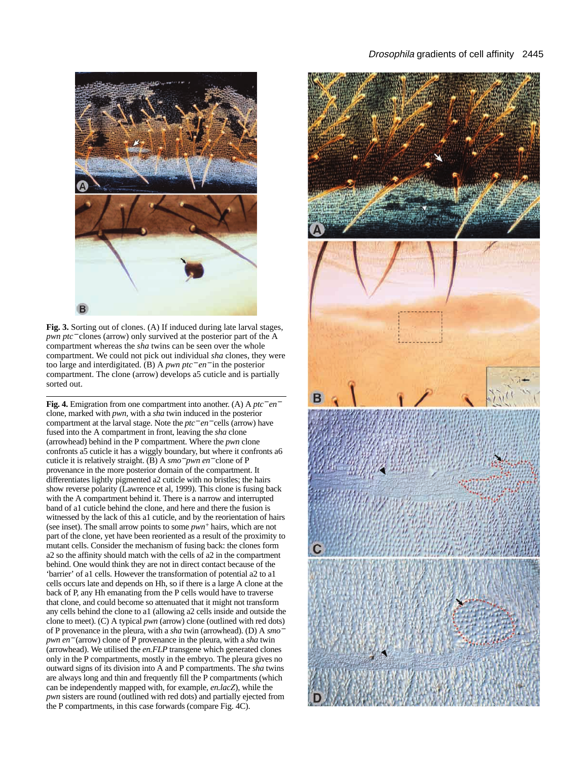**Fig. 3.** Sorting out of clones. (A) If induced during late larval stages, *pwn ptc*$^{-}$clones (arrow) only survived at the posterior part of the A compartment whereas the *sha* twins can be seen over the whole compartment. We could not pick out individual *sha* clones, they were too large and interdigitated. (B) A *pwn ptc*$^{-}$*en*$^{-}$in the posterior compartment. The clone (arrow) develops a5 cuticle and is partially sorted out.

**Fig. 4.** Emigration from one compartment into another. (A) A *ptc*$^{-}$*en*$^{-}$ clone, marked with *pwn*, with a *sha* twin induced in the posterior compartment at the larval stage. Note the *ptc*$^{-}$*en*$^{-}$cells (arrow) have fused into the A compartment in front, leaving the *sha* clone (arrowhead) behind in the P compartment. Where the *pwn* clone confronts a5 cuticle it has a wiggly boundary, but where it confronts a6 cuticle it is relatively straight. (B) A *smo*$^{-}$*pwn en*$^{-}$clone of P provenance in the more posterior domain of the compartment. It differentiates lightly pigmented a2 cuticle with no bristles; the hairs show reverse polarity (Lawrence et al, 1999). This clone is fusing back with the A compartment behind it. There is a narrow and interrupted band of a1 cuticle behind the clone, and here and there the fusion is witnessed by the lack of this a1 cuticle, and by the reorientation of hairs (see inset). The small arrow points to some *pwn*$^{+}$ hairs, which are not part of the clone, yet have been reoriented as a result of the proximity to mutant cells. Consider the mechanism of fusing back: the clones form a2 so the affinity should match with the cells of a2 in the compartment behind. One would think they are not in direct contact because of the 'barrier' of a1 cells. However the transformation of potential a2 to a1 cells occurs late and depends on Hh, so if there is a large A clone at the back of P, any Hh emanating from the P cells would have to traverse that clone, and could become so attenuated that it might not transform any cells behind the clone to a1 (allowing a2 cells inside and outside the clone to meet). (C) A typical *pwn* (arrow) clone (outlined with red dots) of P provenance in the pleura, with a *sha* twin (arrowhead). (D) A *smo*$^{-}$ *pwn en*$^{-}$(arrow) clone of P provenance in the pleura, with a *sha* twin (arrowhead). We utilised the *en.FLP* transgene which generated clones only in the P compartments, mostly in the embryo. The pleura gives no outward signs of its division into A and P compartments. The *sha* twins are always long and thin and frequently fill the P compartments (which can be independently mapped with, for example, *en.lacZ*), while the *pwn* sisters are round (outlined with red dots) and partially ejected from the P compartments, in this case forwards (compare Fig. 4C).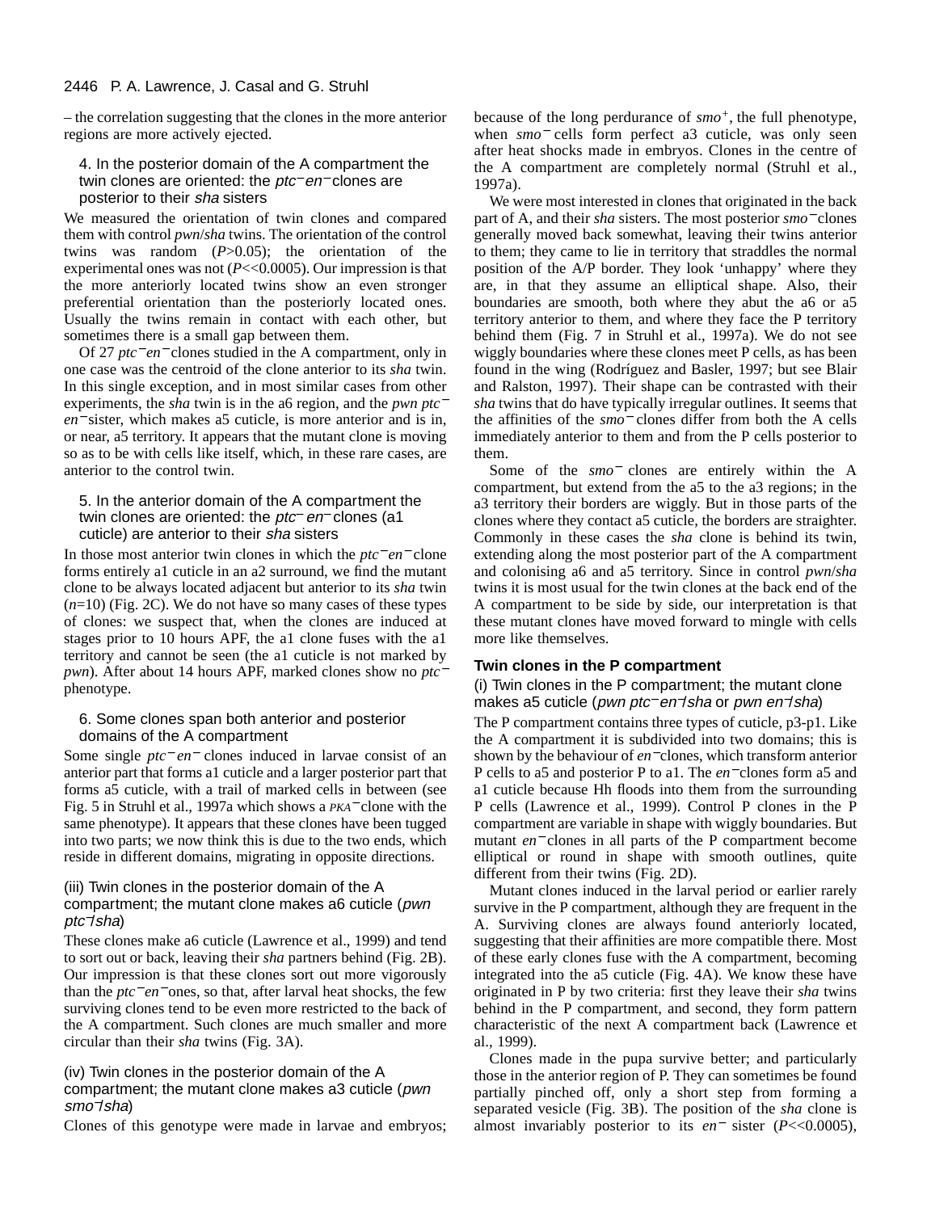– the correlation suggesting that the clones in the more anterior regions are more actively ejected.

### 4. In the posterior domain of the A compartment the twin clones are oriented: the *ptc*<sup>−</sup>*en*<sup>−</sup>clones are posterior to their *sha* sisters

We measured the orientation of twin clones and compared them with control *pwn*/*sha* twins. The orientation of the control twins was random ($P>0.05$); the orientation of the experimental ones was not ($P<<0.0005$). Our impression is that the more anteriorly located twins show an even stronger preferential orientation than the posteriorly located ones. Usually the twins remain in contact with each other, but sometimes there is a small gap between them.

Of 27 *ptc*$^-$*en*$^-$clones studied in the A compartment, only in one case was the centroid of the clone anterior to its *sha* twin. In this single exception, and in most similar cases from other experiments, the *sha* twin is in the a6 region, and the *pwn ptc*$^-$ *en*$^-$sister, which makes a5 cuticle, is more anterior and is in, or near, a5 territory. It appears that the mutant clone is moving so as to be with cells like itself, which, in these rare cases, are anterior to the control twin.

### 5. In the anterior domain of the A compartment the twin clones are oriented: the *ptc*$^-$ *en*$^-$clones (a1 cuticle) are anterior to their *sha* sisters

In those most anterior twin clones in which the *ptc*$^-$*en*$^-$clone forms entirely a1 cuticle in an a2 surround, we find the mutant clone to be always located adjacent but anterior to its *sha* twin ($n$=10) (Fig. 2C). We do not have so many cases of these types of clones: we suspect that, when the clones are induced at stages prior to 10 hours APF, the a1 clone fuses with the a1 territory and cannot be seen (the a1 cuticle is not marked by *pwn*). After about 14 hours APF, marked clones show no *ptc*$^-$ phenotype.

### 6. Some clones span both anterior and posterior domains of the A compartment

Some single *ptc*$^-$*en*$^-$ clones induced in larvae consist of an anterior part that forms a1 cuticle and a larger posterior part that forms a5 cuticle, with a trail of marked cells in between (see Fig. 5 in Struhl et al., 1997a which shows a *PKA*$^-$clone with the same phenotype). It appears that these clones have been tugged into two parts; we now think this is due to the two ends, which reside in different domains, migrating in opposite directions.

### (iii) Twin clones in the posterior domain of the A compartment; the mutant clone makes a6 cuticle (*pwn ptc*$^-$/*sha*)

These clones make a6 cuticle (Lawrence et al., 1999) and tend to sort out or back, leaving their *sha* partners behind (Fig. 2B). Our impression is that these clones sort out more vigorously than the *ptc*$^-$*en*$^-$ones, so that, after larval heat shocks, the few surviving clones tend to be even more restricted to the back of the A compartment. Such clones are much smaller and more circular than their *sha* twins (Fig. 3A).

### (iv) Twin clones in the posterior domain of the A compartment; the mutant clone makes a3 cuticle (*pwn smo*$^-$/*sha*)

Clones of this genotype were made in larvae and embryos; because of the long perdurance of *smo*$^+$, the full phenotype, when *smo*$^-$ cells form perfect a3 cuticle, was only seen after heat shocks made in embryos. Clones in the centre of the A compartment are completely normal (Struhl et al., 1997a).

We were most interested in clones that originated in the back part of A, and their *sha* sisters. The most posterior *smo*$^-$clones generally moved back somewhat, leaving their twins anterior to them; they came to lie in territory that straddles the normal position of the A/P border. They look 'unhappy' where they are, in that they assume an elliptical shape. Also, their boundaries are smooth, both where they abut the a6 or a5 territory anterior to them, and where they face the P territory behind them (Fig. 7 in Struhl et al., 1997a). We do not see wiggly boundaries where these clones meet P cells, as has been found in the wing (Rodríguez and Basler, 1997; but see Blair and Ralston, 1997). Their shape can be contrasted with their *sha* twins that do have typically irregular outlines. It seems that the affinities of the *smo*$^-$clones differ from both the A cells immediately anterior to them and from the P cells posterior to them.

Some of the *smo*$^-$ clones are entirely within the A compartment, but extend from the a5 to the a3 regions; in the a3 territory their borders are wiggly. But in those parts of the clones where they contact a5 cuticle, the borders are straighter. Commonly in these cases the *sha* clone is behind its twin, extending along the most posterior part of the A compartment and colonising a6 and a5 territory. Since in control *pwn*/*sha* twins it is most usual for the twin clones at the back end of the A compartment to be side by side, our interpretation is that these mutant clones have moved forward to mingle with cells more like themselves.

## Twin clones in the P compartment

### (i) Twin clones in the P compartment; the mutant clone makes a5 cuticle (*pwn ptc*$^-$*en*$^-$/*sha* or *pwn en*$^-$/*sha*)

The P compartment contains three types of cuticle, p3-p1. Like the A compartment it is subdivided into two domains; this is shown by the behaviour of *en*$^-$clones, which transform anterior P cells to a5 and posterior P to a1. The *en*$^-$clones form a5 and a1 cuticle because Hh floods into them from the surrounding P cells (Lawrence et al., 1999). Control P clones in the P compartment are variable in shape with wiggly boundaries. But mutant *en*$^-$clones in all parts of the P compartment become elliptical or round in shape with smooth outlines, quite different from their twins (Fig. 2D).

Mutant clones induced in the larval period or earlier rarely survive in the P compartment, although they are frequent in the A. Surviving clones are always found anteriorly located, suggesting that their affinities are more compatible there. Most of these early clones fuse with the A compartment, becoming integrated into the a5 cuticle (Fig. 4A). We know these have originated in P by two criteria: first they leave their *sha* twins behind in the P compartment, and second, they form pattern characteristic of the next A compartment back (Lawrence et al., 1999).

Clones made in the pupa survive better; and particularly those in the anterior region of P. They can sometimes be found partially pinched off, only a short step from forming a separated vesicle (Fig. 3B). The position of the *sha* clone is almost invariably posterior to its *en*$^-$ sister ($P<<0.0005$),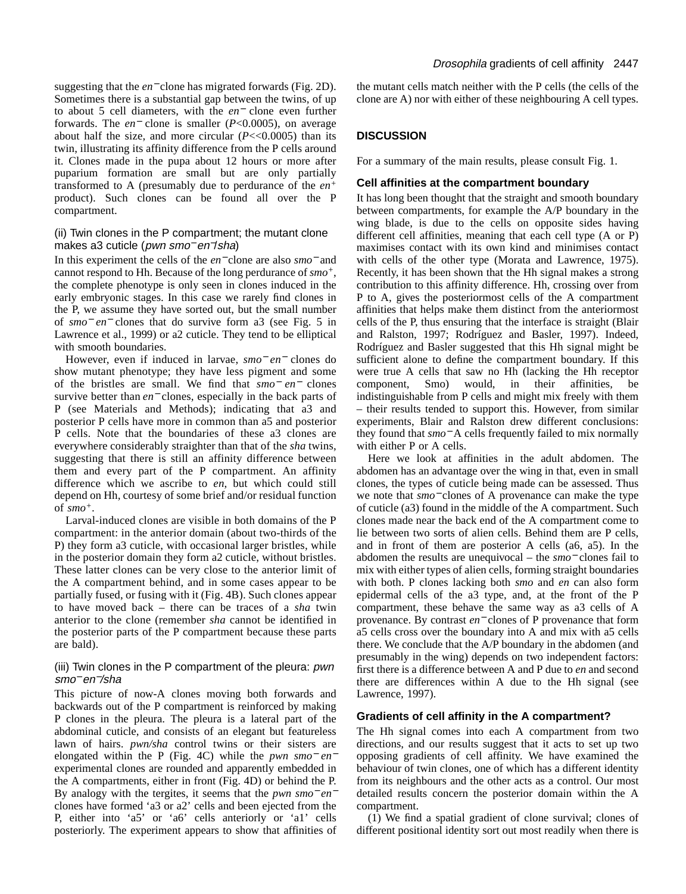suggesting that the *en*$^-$ clone has migrated forwards (Fig. 2D). Sometimes there is a substantial gap between the twins, of up to about 5 cell diameters, with the *en*$^-$ clone even further forwards. The *en*$^-$ clone is smaller ($P<0.0005$), on average about half the size, and more circular ($P<<0.0005$) than its twin, illustrating its affinity difference from the P cells around it. Clones made in the pupa about 12 hours or more after puparium formation are small but are only partially transformed to A (presumably due to perdurance of the *en*$^+$ product). Such clones can be found all over the P compartment.

### (ii) Twin clones in the P compartment; the mutant clone makes a3 cuticle (*pwn smo*$^-$*en*$^-$/*sha*)

In this experiment the cells of the *en*$^-$ clone are also *smo*$^-$ and cannot respond to Hh. Because of the long perdurance of *smo*$^+$, the complete phenotype is only seen in clones induced in the early embryonic stages. In this case we rarely find clones in the P, we assume they have sorted out, but the small number of *smo*$^-$ *en*$^-$ clones that do survive form a3 (see Fig. 5 in Lawrence et al., 1999) or a2 cuticle. They tend to be elliptical with smooth boundaries.

However, even if induced in larvae, *smo*$^-$ *en*$^-$ clones do show mutant phenotype; they have less pigment and some of the bristles are small. We find that *smo*$^-$ *en*$^-$ clones survive better than *en*$^-$ clones, especially in the back parts of P (see Materials and Methods); indicating that a3 and posterior P cells have more in common than a5 and posterior P cells. Note that the boundaries of these a3 clones are everywhere considerably straighter than that of the *sha* twins, suggesting that there is still an affinity difference between them and every part of the P compartment. An affinity difference which we ascribe to *en*, but which could still depend on Hh, courtesy of some brief and/or residual function of *smo*$^+$.

Larval-induced clones are visible in both domains of the P compartment: in the anterior domain (about two-thirds of the P) they form a3 cuticle, with occasional larger bristles, while in the posterior domain they form a2 cuticle, without bristles. These latter clones can be very close to the anterior limit of the A compartment behind, and in some cases appear to be partially fused, or fusing with it (Fig. 4B). Such clones appear to have moved back – there can be traces of a *sha* twin anterior to the clone (remember *sha* cannot be identified in the posterior parts of the P compartment because these parts are bald).

### (iii) Twin clones in the P compartment of the pleura: *pwn smo*$^-$*en*$^-$/*sha*

This picture of now-A clones moving both forwards and backwards out of the P compartment is reinforced by making P clones in the pleura. The pleura is a lateral part of the abdominal cuticle, and consists of an elegant but featureless lawn of hairs. *pwn/sha* control twins or their sisters are elongated within the P (Fig. 4C) while the *pwn smo*$^-$ *en*$^-$ experimental clones are rounded and apparently embedded in the A compartments, either in front (Fig. 4D) or behind the P. By analogy with the tergites, it seems that the *pwn smo*$^-$*en*$^-$ clones have formed 'a3 or a2' cells and been ejected from the P, either into 'a5' or 'a6' cells anteriorly or 'a1' cells posteriorly. The experiment appears to show that affinities of the mutant cells match neither with the P cells (the cells of the clone are A) nor with either of these neighbouring A cell types.

## DISCUSSION

For a summary of the main results, please consult Fig. 1.

### Cell affinities at the compartment boundary

It has long been thought that the straight and smooth boundary between compartments, for example the A/P boundary in the wing blade, is due to the cells on opposite sides having different cell affinities, meaning that each cell type (A or P) maximises contact with its own kind and minimises contact with cells of the other type (Morata and Lawrence, 1975). Recently, it has been shown that the Hh signal makes a strong contribution to this affinity difference. Hh, crossing over from P to A, gives the posteriormost cells of the A compartment affinities that helps make them distinct from the anteriormost cells of the P, thus ensuring that the interface is straight (Blair and Ralston, 1997; Rodríguez and Basler, 1997). Indeed, Rodríguez and Basler suggested that this Hh signal might be sufficient alone to define the compartment boundary. If this were true A cells that saw no Hh (lacking the Hh receptor component, Smo) would, in their affinities, be indistinguishable from P cells and might mix freely with them – their results tended to support this. However, from similar experiments, Blair and Ralston drew different conclusions: they found that *smo*$^-$A cells frequently failed to mix normally with either P or A cells.

Here we look at affinities in the adult abdomen. The abdomen has an advantage over the wing in that, even in small clones, the types of cuticle being made can be assessed. Thus we note that *smo*$^-$clones of A provenance can make the type of cuticle (a3) found in the middle of the A compartment. Such clones made near the back end of the A compartment come to lie between two sorts of alien cells. Behind them are P cells, and in front of them are posterior A cells (a6, a5). In the abdomen the results are unequivocal – the *smo*$^-$clones fail to mix with either types of alien cells, forming straight boundaries with both. P clones lacking both *smo* and *en* can also form epidermal cells of the a3 type, and, at the front of the P compartment, these behave the same way as a3 cells of A provenance. By contrast *en*$^-$clones of P provenance that form a5 cells cross over the boundary into A and mix with a5 cells there. We conclude that the A/P boundary in the abdomen (and presumably in the wing) depends on two independent factors: first there is a difference between A and P due to *en* and second there are differences within A due to the Hh signal (see Lawrence, 1997).

### Gradients of cell affinity in the A compartment?

The Hh signal comes into each A compartment from two directions, and our results suggest that it acts to set up two opposing gradients of cell affinity. We have examined the behaviour of twin clones, one of which has a different identity from its neighbours and the other acts as a control. Our most detailed results concern the posterior domain within the A compartment.

(1) We find a spatial gradient of clone survival; clones of different positional identity sort out most readily when there is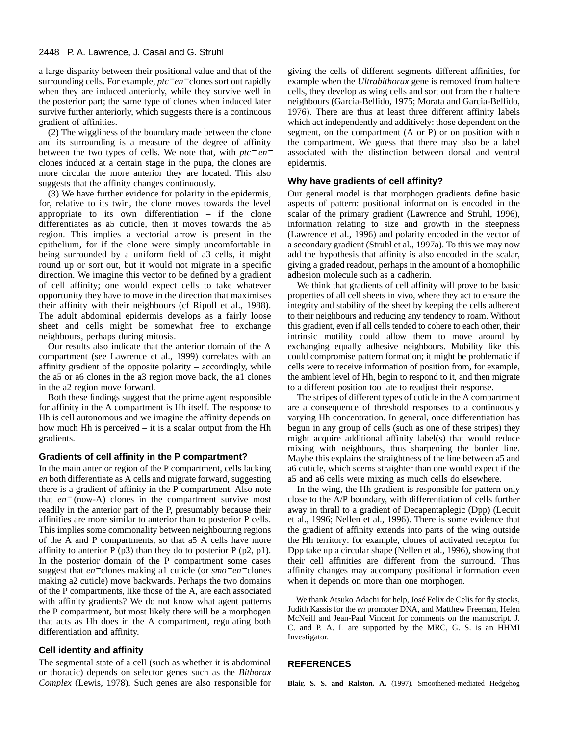a large disparity between their positional value and that of the surrounding cells. For example, *ptc*$^-$*en*$^-$clones sort out rapidly when they are induced anteriorly, while they survive well in the posterior part; the same type of clones when induced later survive further anteriorly, which suggests there is a continuous gradient of affinities.

(2) The wiggliness of the boundary made between the clone and its surrounding is a measure of the degree of affinity between the two types of cells. We note that, with *ptc*$^-$ *en*$^-$ clones induced at a certain stage in the pupa, the clones are more circular the more anterior they are located. This also suggests that the affinity changes continuously.

(3) We have further evidence for polarity in the epidermis, for, relative to its twin, the clone moves towards the level appropriate to its own differentiation – if the clone differentiates as a5 cuticle, then it moves towards the a5 region. This implies a vectorial arrow is present in the epithelium, for if the clone were simply uncomfortable in being surrounded by a uniform field of a3 cells, it might round up or sort out, but it would not migrate in a specific direction. We imagine this vector to be defined by a gradient of cell affinity; one would expect cells to take whatever opportunity they have to move in the direction that maximises their affinity with their neighbours (cf Ripoll et al., 1988). The adult abdominal epidermis develops as a fairly loose sheet and cells might be somewhat free to exchange neighbours, perhaps during mitosis.

Our results also indicate that the anterior domain of the A compartment (see Lawrence et al., 1999) correlates with an affinity gradient of the opposite polarity – accordingly, while the a5 or a6 clones in the a3 region move back, the a1 clones in the a2 region move forward.

Both these findings suggest that the prime agent responsible for affinity in the A compartment is Hh itself. The response to Hh is cell autonomous and we imagine the affinity depends on how much Hh is perceived – it is a scalar output from the Hh gradients.

## Gradients of cell affinity in the P compartment?

In the main anterior region of the P compartment, cells lacking *en* both differentiate as A cells and migrate forward, suggesting there is a gradient of affinity in the P compartment. Also note that *en*$^-$ (now-A) clones in the compartment survive most readily in the anterior part of the P, presumably because their affinities are more similar to anterior than to posterior P cells. This implies some commonality between neighbouring regions of the A and P compartments, so that a5 A cells have more affinity to anterior P (p3) than they do to posterior P (p2, p1). In the posterior domain of the P compartment some cases suggest that *en*$^-$clones making a1 cuticle (or *smo*$^-$*en*$^-$clones making a2 cuticle) move backwards. Perhaps the two domains of the P compartments, like those of the A, are each associated with affinity gradients? We do not know what agent patterns the P compartment, but most likely there will be a morphogen that acts as Hh does in the A compartment, regulating both differentiation and affinity.

## Cell identity and affinity

The segmental state of a cell (such as whether it is abdominal or thoracic) depends on selector genes such as the *Bithorax Complex* (Lewis, 1978). Such genes are also responsible for giving the cells of different segments different affinities, for example when the *Ultrabithorax* gene is removed from haltere cells, they develop as wing cells and sort out from their haltere neighbours (Garcia-Bellido, 1975; Morata and Garcia-Bellido, 1976). There are thus at least three different affinity labels which act independently and additively: those dependent on the segment, on the compartment (A or P) or on position within the compartment. We guess that there may also be a label associated with the distinction between dorsal and ventral epidermis.

## Why have gradients of cell affinity?

Our general model is that morphogen gradients define basic aspects of pattern: positional information is encoded in the scalar of the primary gradient (Lawrence and Struhl, 1996), information relating to size and growth in the steepness (Lawrence et al., 1996) and polarity encoded in the vector of a secondary gradient (Struhl et al., 1997a). To this we may now add the hypothesis that affinity is also encoded in the scalar, giving a graded readout, perhaps in the amount of a homophilic adhesion molecule such as a cadherin.

We think that gradients of cell affinity will prove to be basic properties of all cell sheets in vivo, where they act to ensure the integrity and stability of the sheet by keeping the cells adherent to their neighbours and reducing any tendency to roam. Without this gradient, even if all cells tended to cohere to each other, their intrinsic motility could allow them to move around by exchanging equally adhesive neighbours. Mobility like this could compromise pattern formation; it might be problematic if cells were to receive information of position from, for example, the ambient level of Hh, begin to respond to it, and then migrate to a different position too late to readjust their response.

The stripes of different types of cuticle in the A compartment are a consequence of threshold responses to a continuously varying Hh concentration. In general, once differentiation has begun in any group of cells (such as one of these stripes) they might acquire additional affinity label(s) that would reduce mixing with neighbours, thus sharpening the border line. Maybe this explains the straightness of the line between a5 and a6 cuticle, which seems straighter than one would expect if the a5 and a6 cells were mixing as much cells do elsewhere.

In the wing, the Hh gradient is responsible for pattern only close to the A/P boundary, with differentiation of cells further away in thrall to a gradient of Decapentaplegic (Dpp) (Lecuit et al., 1996; Nellen et al., 1996). There is some evidence that the gradient of affinity extends into parts of the wing outside the Hh territory: for example, clones of activated receptor for Dpp take up a circular shape (Nellen et al., 1996), showing that their cell affinities are different from the surround. Thus affinity changes may accompany positional information even when it depends on more than one morphogen.

We thank Atsuko Adachi for help, José Felix de Celis for fly stocks, Judith Kassis for the *en* promoter DNA, and Matthew Freeman, Helen McNeill and Jean-Paul Vincent for comments on the manuscript. J. C. and P. A. L are supported by the MRC, G. S. is an HHMI Investigator.

## REFERENCES

**Blair, S. S. and Ralston, A.** (1997). Smoothened-mediated Hedgehog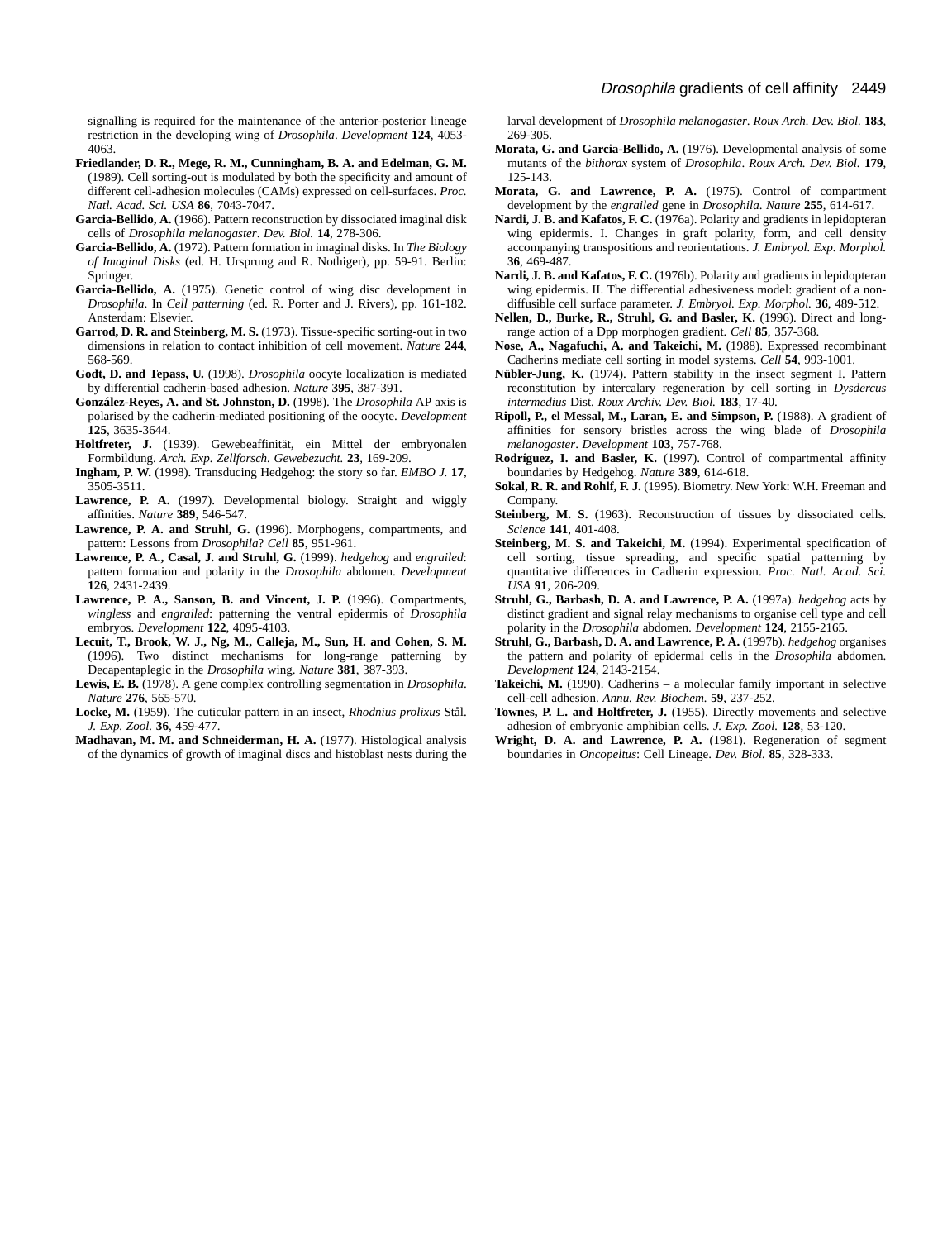signalling is required for the maintenance of the anterior-posterior lineage restriction in the developing wing of *Drosophila*. *Development* **124**, 4053-4063.

**Friedlander, D. R., Mege, R. M., Cunningham, B. A. and Edelman, G. M.** (1989). Cell sorting-out is modulated by both the specificity and amount of different cell-adhesion molecules (CAMs) expressed on cell-surfaces. *Proc. Natl. Acad. Sci. USA* **86**, 7043-7047.

**Garcia-Bellido, A.** (1966). Pattern reconstruction by dissociated imaginal disk cells of *Drosophila melanogaster*. *Dev. Biol.* **14**, 278-306.

**Garcia-Bellido, A.** (1972). Pattern formation in imaginal disks. In *The Biology of Imaginal Disks* (ed. H. Ursprung and R. Nothiger), pp. 59-91. Berlin: Springer.

**Garcia-Bellido, A.** (1975). Genetic control of wing disc development in *Drosophila*. In *Cell patterning* (ed. R. Porter and J. Rivers), pp. 161-182. Ansterdam: Elsevier.

**Garrod, D. R. and Steinberg, M. S.** (1973). Tissue-specific sorting-out in two dimensions in relation to contact inhibition of cell movement. *Nature* **244**, 568-569.

**Godt, D. and Tepass, U.** (1998). *Drosophila* oocyte localization is mediated by differential cadherin-based adhesion. *Nature* **395**, 387-391.

**González-Reyes, A. and St. Johnston, D.** (1998). The *Drosophila* AP axis is polarised by the cadherin-mediated positioning of the oocyte. *Development* **125**, 3635-3644.

**Holtfreter, J.** (1939). Gewebeaffinität, ein Mittel der embryonalen Formbildung. *Arch. Exp. Zellforsch. Gewebezucht.* **23**, 169-209.

**Ingham, P. W.** (1998). Transducing Hedgehog: the story so far. *EMBO J.* **17**, 3505-3511.

**Lawrence, P. A.** (1997). Developmental biology. Straight and wiggly affinities. *Nature* **389**, 546-547.

**Lawrence, P. A. and Struhl, G.** (1996). Morphogens, compartments, and pattern: Lessons from *Drosophila*? *Cell* **85**, 951-961.

**Lawrence, P. A., Casal, J. and Struhl, G.** (1999). *hedgehog* and *engrailed*: pattern formation and polarity in the *Drosophila* abdomen. *Development* **126**, 2431-2439.

**Lawrence, P. A., Sanson, B. and Vincent, J. P.** (1996). Compartments, *wingless* and *engrailed*: patterning the ventral epidermis of *Drosophila* embryos. *Development* **122**, 4095-4103.

**Lecuit, T., Brook, W. J., Ng, M., Calleja, M., Sun, H. and Cohen, S. M.** (1996). Two distinct mechanisms for long-range patterning by Decapentaplegic in the *Drosophila* wing. *Nature* **381**, 387-393.

**Lewis, E. B.** (1978). A gene complex controlling segmentation in *Drosophila*. *Nature* **276**, 565-570.

**Locke, M.** (1959). The cuticular pattern in an insect, *Rhodnius prolixus* Stål. *J. Exp. Zool.* **36**, 459-477.

**Madhavan, M. M. and Schneiderman, H. A.** (1977). Histological analysis of the dynamics of growth of imaginal discs and histoblast nests during the larval development of *Drosophila melanogaster*. *Roux Arch. Dev. Biol.* **183**, 269-305.

**Morata, G. and Garcia-Bellido, A.** (1976). Developmental analysis of some mutants of the *bithorax* system of *Drosophila*. *Roux Arch. Dev. Biol.* **179**, 125-143.

**Morata, G. and Lawrence, P. A.** (1975). Control of compartment development by the *engrailed* gene in *Drosophila*. *Nature* **255**, 614-617.

**Nardi, J. B. and Kafatos, F. C.** (1976a). Polarity and gradients in lepidopteran wing epidermis. I. Changes in graft polarity, form, and cell density accompanying transpositions and reorientations. *J. Embryol. Exp. Morphol.* **36**, 469-487.

**Nardi, J. B. and Kafatos, F. C.** (1976b). Polarity and gradients in lepidopteran wing epidermis. II. The differential adhesiveness model: gradient of a non-diffusible cell surface parameter. *J. Embryol. Exp. Morphol.* **36**, 489-512.

**Nellen, D., Burke, R., Struhl, G. and Basler, K.** (1996). Direct and long-range action of a Dpp morphogen gradient. *Cell* **85**, 357-368.

**Nose, A., Nagafuchi, A. and Takeichi, M.** (1988). Expressed recombinant Cadherins mediate cell sorting in model systems. *Cell* **54**, 993-1001.

**Nübler-Jung, K.** (1974). Pattern stability in the insect segment I. Pattern reconstitution by intercalary regeneration by cell sorting in *Dysdercus intermedius* Dist. *Roux Archiv. Dev. Biol.* **183**, 17-40.

**Ripoll, P., el Messal, M., Laran, E. and Simpson, P.** (1988). A gradient of affinities for sensory bristles across the wing blade of *Drosophila melanogaster*. *Development* **103**, 757-768.

**Rodríguez, I. and Basler, K.** (1997). Control of compartmental affinity boundaries by Hedgehog. *Nature* **389**, 614-618.

**Sokal, R. R. and Rohlf, F. J.** (1995). Biometry. New York: W.H. Freeman and Company.

**Steinberg, M. S.** (1963). Reconstruction of tissues by dissociated cells. *Science* **141**, 401-408.

**Steinberg, M. S. and Takeichi, M.** (1994). Experimental specification of cell sorting, tissue spreading, and specific spatial patterning by quantitative differences in Cadherin expression. *Proc. Natl. Acad. Sci. USA* **91**, 206-209.

**Struhl, G., Barbash, D. A. and Lawrence, P. A.** (1997a). *hedgehog* acts by distinct gradient and signal relay mechanisms to organise cell type and cell polarity in the *Drosophila* abdomen. *Development* **124**, 2155-2165.

**Struhl, G., Barbash, D. A. and Lawrence, P. A.** (1997b). *hedgehog* organises the pattern and polarity of epidermal cells in the *Drosophila* abdomen. *Development* **124**, 2143-2154.

**Takeichi, M.** (1990). Cadherins – a molecular family important in selective cell-cell adhesion. *Annu. Rev. Biochem.* **59**, 237-252.

**Townes, P. L. and Holtfreter, J.** (1955). Directly movements and selective adhesion of embryonic amphibian cells. *J. Exp. Zool.* **128**, 53-120.

**Wright, D. A. and Lawrence, P. A.** (1981). Regeneration of segment boundaries in *Oncopeltus*: Cell Lineage. *Dev. Biol.* **85**, 328-333.